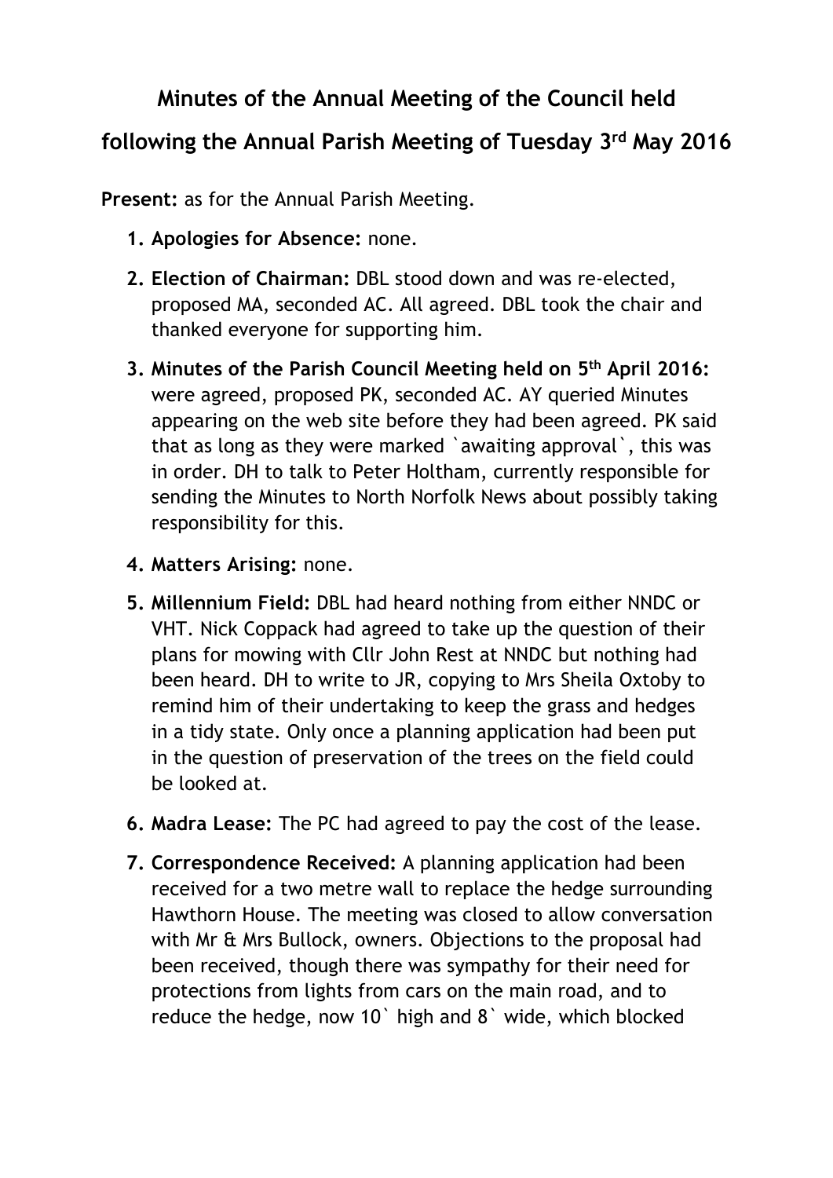# Minutes of the Annual Meeting of the Council held following the Annual Parish Meeting of Tuesday 3rd May 2016

**Present:** as for the Annual Parish Meeting.

1. **Apologies for Absence:** none.
2. **Election of Chairman:** DBL stood down and was re-elected, proposed MA, seconded AC. All agreed. DBL took the chair and thanked everyone for supporting him.
3. **Minutes of the Parish Council Meeting held on 5th April 2016:** were agreed, proposed PK, seconded AC. AY queried Minutes appearing on the web site before they had been agreed. PK said that as long as they were marked `awaiting approval`, this was in order. DH to talk to Peter Holtham, currently responsible for sending the Minutes to North Norfolk News about possibly taking responsibility for this.
4. **Matters Arising:** none.
5. **Millennium Field:** DBL had heard nothing from either NNDC or VHT. Nick Coppack had agreed to take up the question of their plans for mowing with Cllr John Rest at NNDC but nothing had been heard. DH to write to JR, copying to Mrs Sheila Oxtoby to remind him of their undertaking to keep the grass and hedges in a tidy state. Only once a planning application had been put in the question of preservation of the trees on the field could be looked at.
6. **Madra Lease:** The PC had agreed to pay the cost of the lease.
7. **Correspondence Received:** A planning application had been received for a two metre wall to replace the hedge surrounding Hawthorn House. The meeting was closed to allow conversation with Mr & Mrs Bullock, owners. Objections to the proposal had been received, though there was sympathy for their need for protections from lights from cars on the main road, and to reduce the hedge, now 10` high and 8` wide, which blocked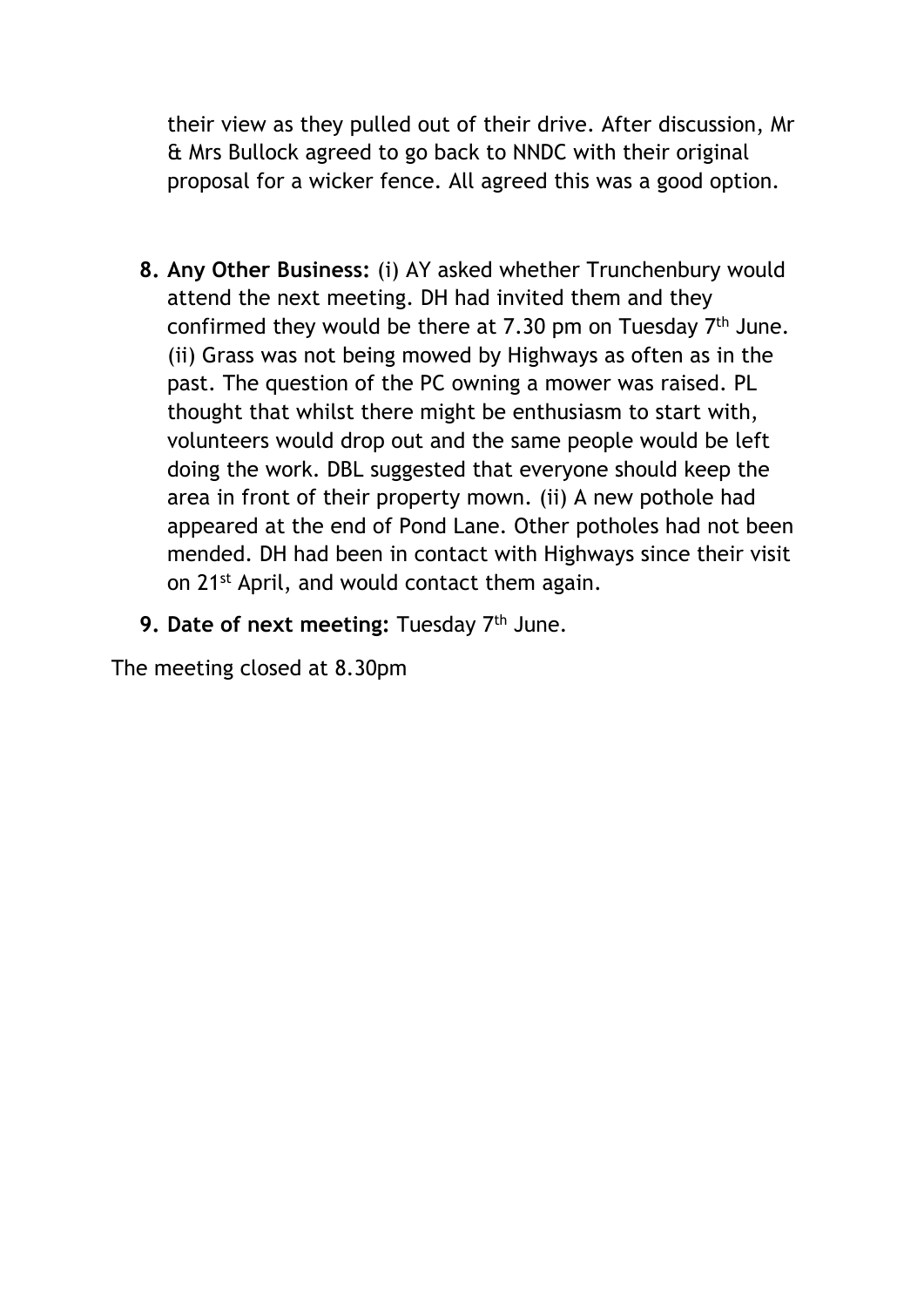their view as they pulled out of their drive. After discussion, Mr & Mrs Bullock agreed to go back to NNDC with their original proposal for a wicker fence. All agreed this was a good option.

8. **Any Other Business:** (i) AY asked whether Trunchenbury would attend the next meeting. DH had invited them and they confirmed they would be there at 7.30 pm on Tuesday 7th June. (ii) Grass was not being mowed by Highways as often as in the past. The question of the PC owning a mower was raised. PL thought that whilst there might be enthusiasm to start with, volunteers would drop out and the same people would be left doing the work. DBL suggested that everyone should keep the area in front of their property mown. (ii) A new pothole had appeared at the end of Pond Lane. Other potholes had not been mended. DH had been in contact with Highways since their visit on 21st April, and would contact them again.
9. **Date of next meeting:** Tuesday 7th June.

The meeting closed at 8.30pm